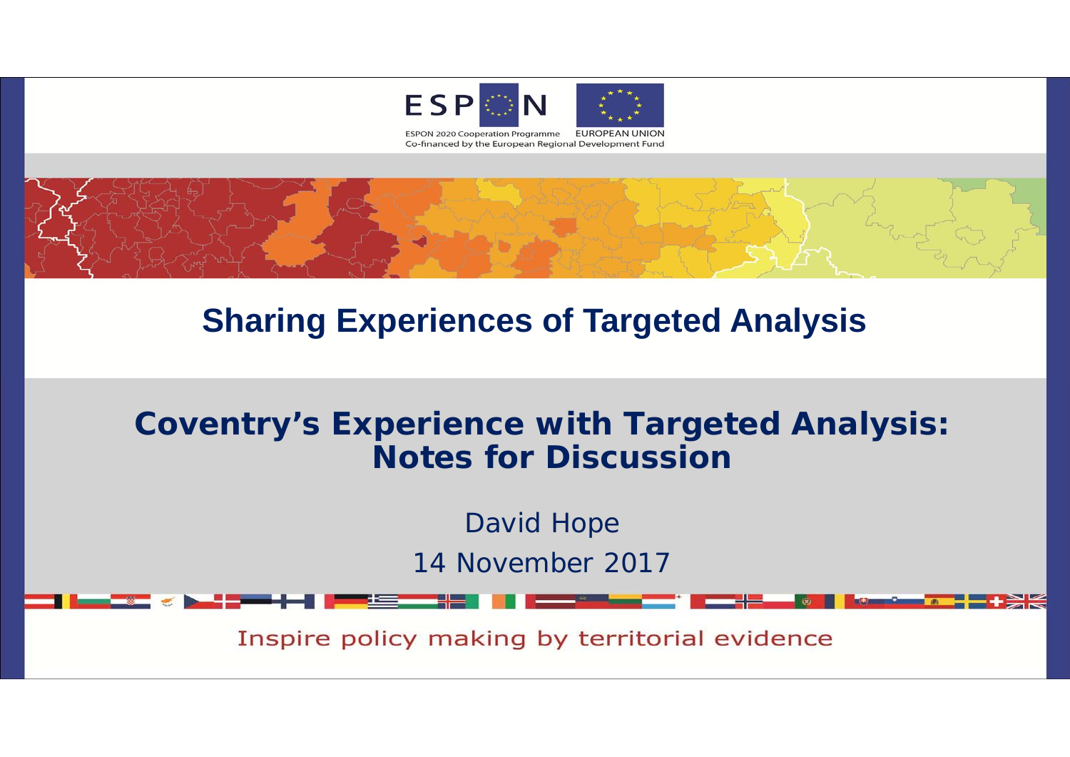ESPON 2020 Cooperation Programme EUROPEAN UNION
Co-financed by the European Regional Development Fund

# Sharing Experiences of Targeted Analysis

## Coventry's Experience with Targeted Analysis: Notes for Discussion

David Hope

14 November 2017

Inspire policy making by territorial evidence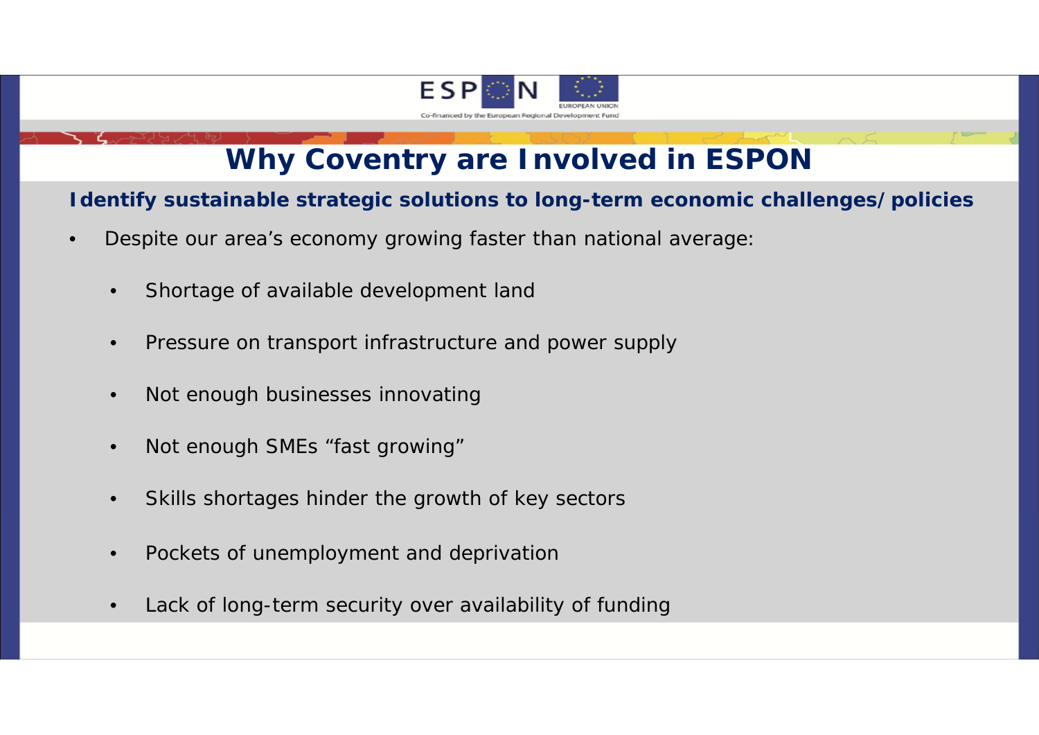# Why Coventry are Involved in ESPON

**Identify sustainable strategic solutions to long-term economic challenges/policies**

- Despite our area's economy growing faster than national average:
  - Shortage of available development land
  - Pressure on transport infrastructure and power supply
  - Not enough businesses innovating
  - Not enough SMEs "fast growing"
  - Skills shortages hinder the growth of key sectors
  - Pockets of unemployment and deprivation
  - Lack of long-term security over availability of funding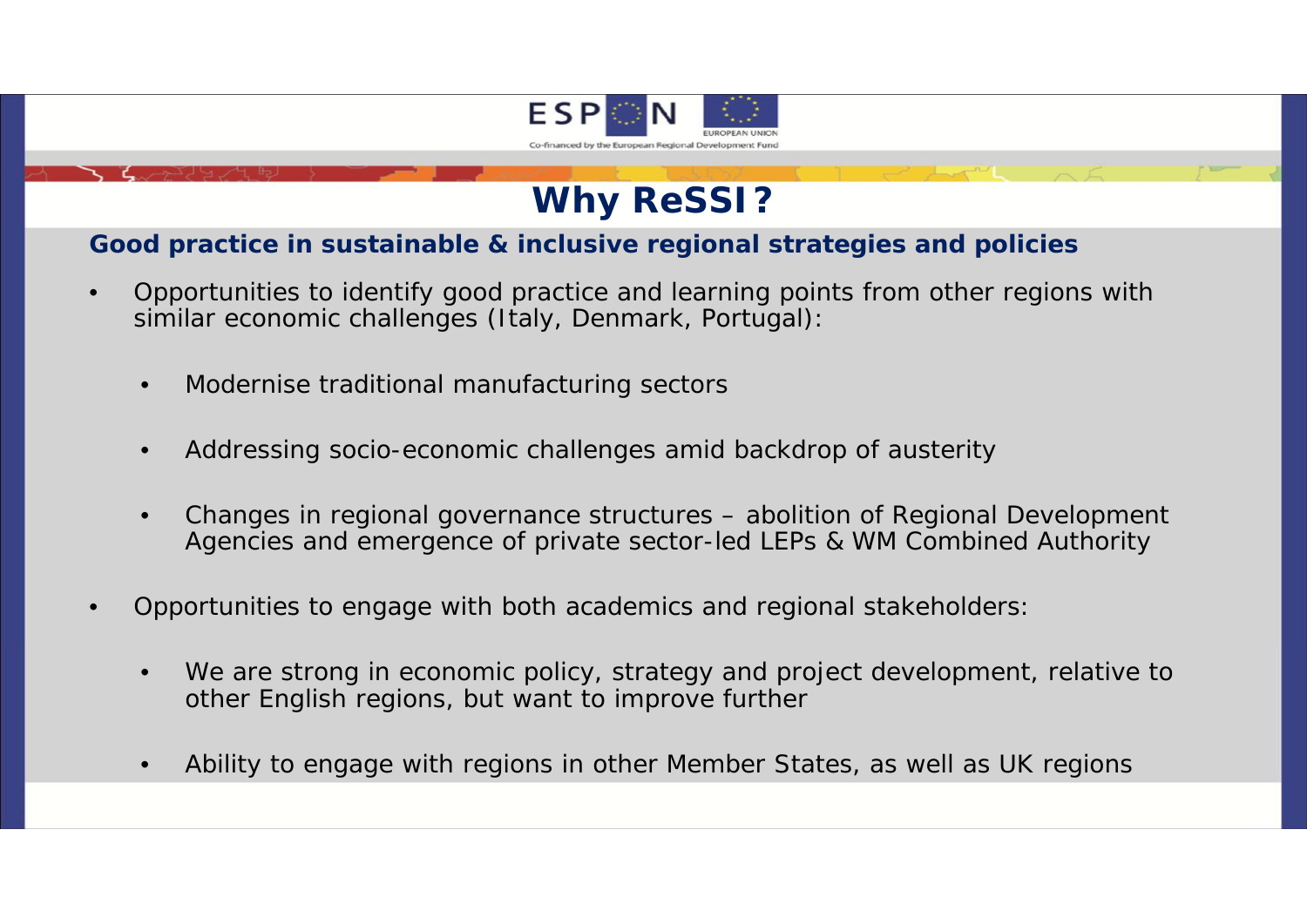# Why ReSSI?

**Good practice in sustainable & inclusive regional strategies and policies**

- Opportunities to identify good practice and learning points from other regions with similar economic challenges (Italy, Denmark, Portugal):
  - Modernise traditional manufacturing sectors
  - Addressing socio-economic challenges amid backdrop of austerity
  - Changes in regional governance structures – abolition of Regional Development Agencies and emergence of private sector-led LEPs & WM Combined Authority
- Opportunities to engage with both academics and regional stakeholders:
  - We are strong in economic policy, strategy and project development, relative to other English regions, but want to improve further
  - Ability to engage with regions in other Member States, as well as UK regions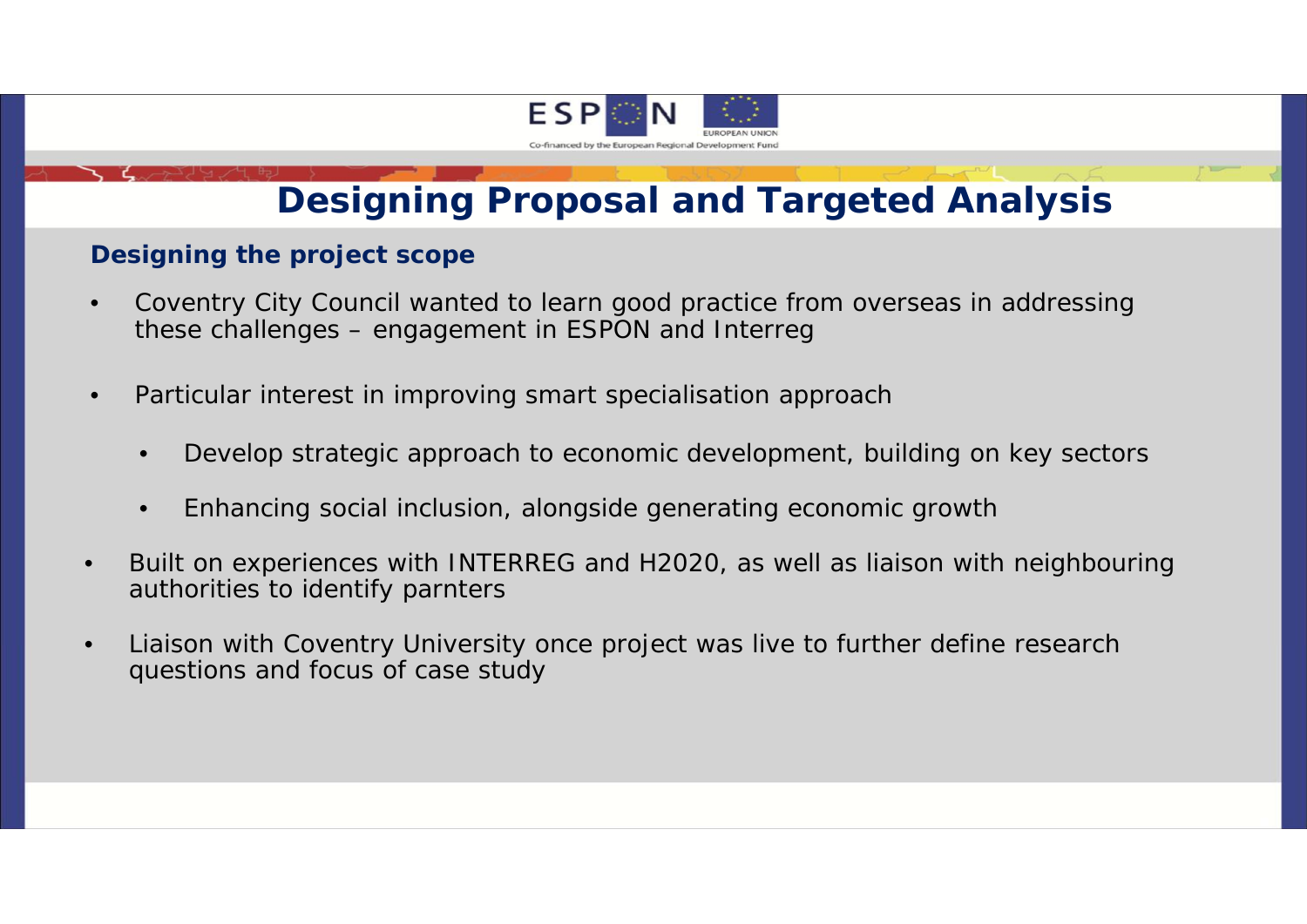# Designing Proposal and Targeted Analysis

### Designing the project scope

- Coventry City Council wanted to learn good practice from overseas in addressing these challenges – engagement in ESPON and Interreg
- Particular interest in improving smart specialisation approach
  - Develop strategic approach to economic development, building on key sectors
  - Enhancing social inclusion, alongside generating economic growth
- Built on experiences with INTERREG and H2020, as well as liaison with neighbouring authorities to identify parnters
- Liaison with Coventry University once project was live to further define research questions and focus of case study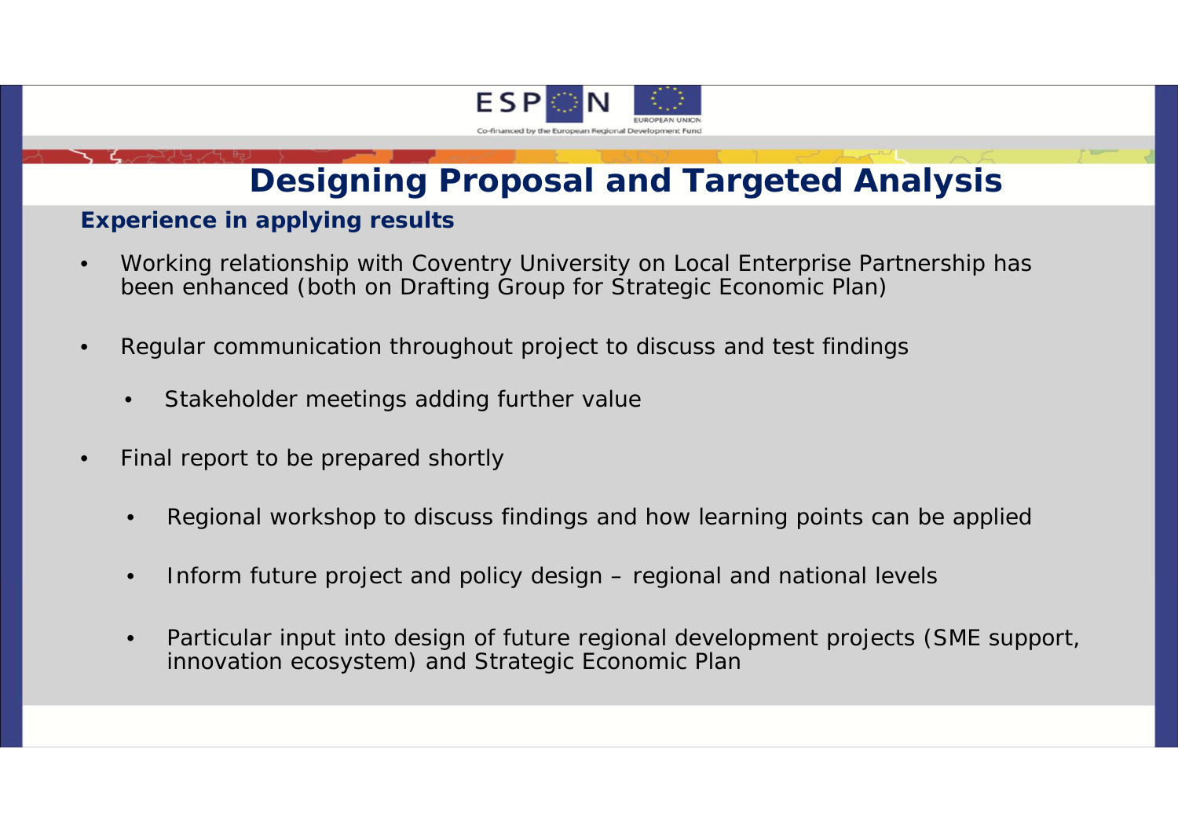# Designing Proposal and Targeted Analysis

**Experience in applying results**

- Working relationship with Coventry University on Local Enterprise Partnership has been enhanced (both on Drafting Group for Strategic Economic Plan)
- Regular communication throughout project to discuss and test findings
  - Stakeholder meetings adding further value
- Final report to be prepared shortly
  - Regional workshop to discuss findings and how learning points can be applied
  - Inform future project and policy design – regional and national levels
  - Particular input into design of future regional development projects (SME support, innovation ecosystem) and Strategic Economic Plan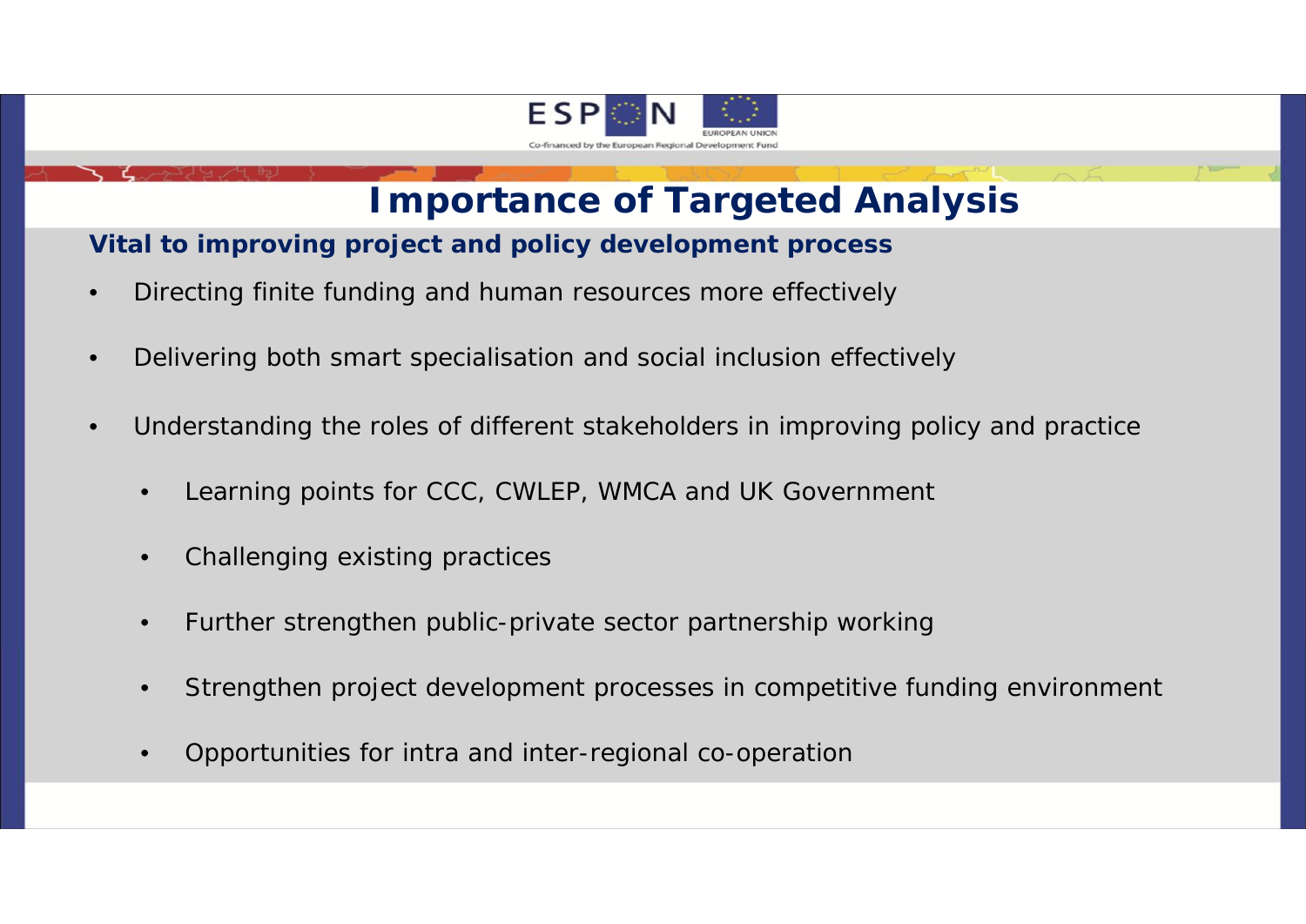# Importance of Targeted Analysis

**Vital to improving project and policy development process**

- Directing finite funding and human resources more effectively
- Delivering both smart specialisation and social inclusion effectively
- Understanding the roles of different stakeholders in improving policy and practice
  - Learning points for CCC, CWLEP, WMCA and UK Government
  - Challenging existing practices
  - Further strengthen public-private sector partnership working
  - Strengthen project development processes in competitive funding environment
  - Opportunities for intra and inter-regional co-operation